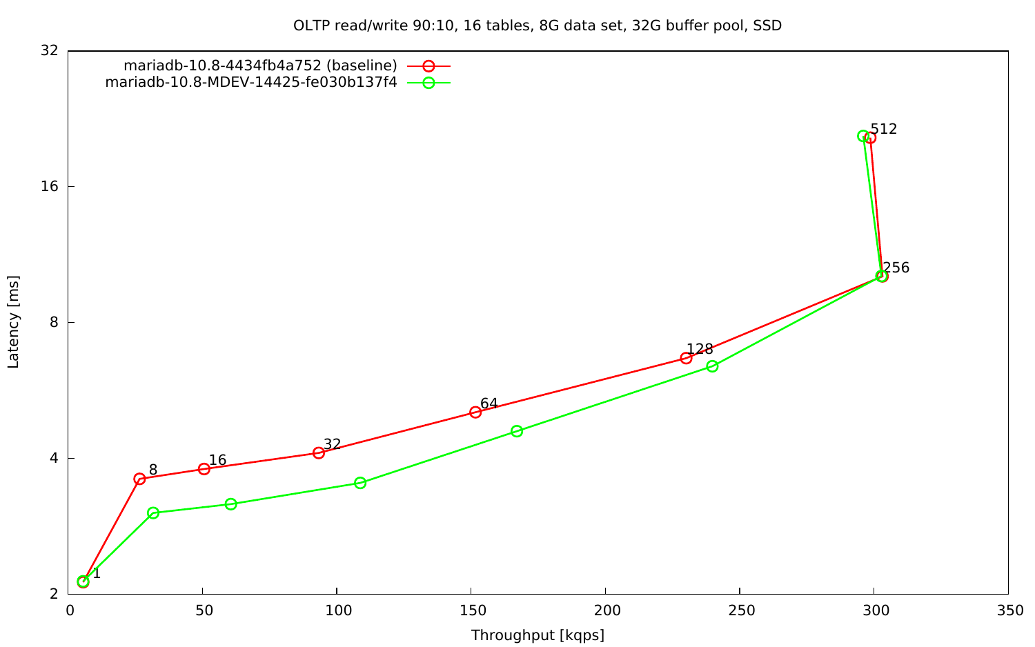OLTP read/write 90:10, 16 tables, 8G data set, 32G buffer pool, SSD

mariadb-10.8-4434fb4a752 (baseline)
mariadb-10.8-MDEV-14425-fe030b137f4

Latency [ms]

32
16
8
4
2

Throughput [kqps]

0
50
100
150
200
250
300
350

1
8
16
32
64
128
256
512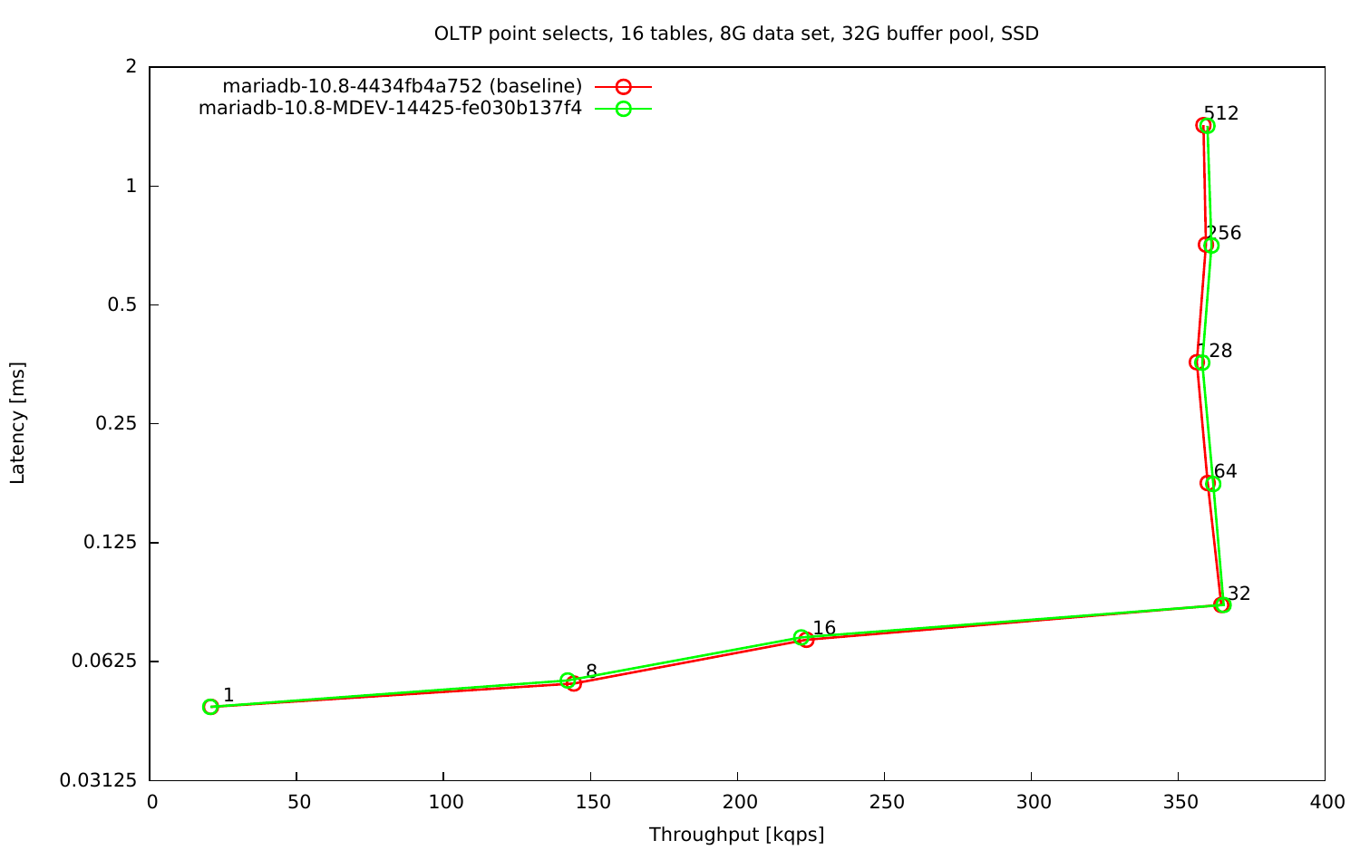OLTP point selects, 16 tables, 8G data set, 32G buffer pool, SSD

mariadb-10.8-4434fb4a752 (baseline)

mariadb-10.8-MDEV-14425-fe030b137f4

Latency [ms]

Throughput [kqps]

2
1
0.5
0.25
0.125
0.0625
0.03125

0
50
100
150
200
250
300
350
400

1
8
16
32
64
128
256
512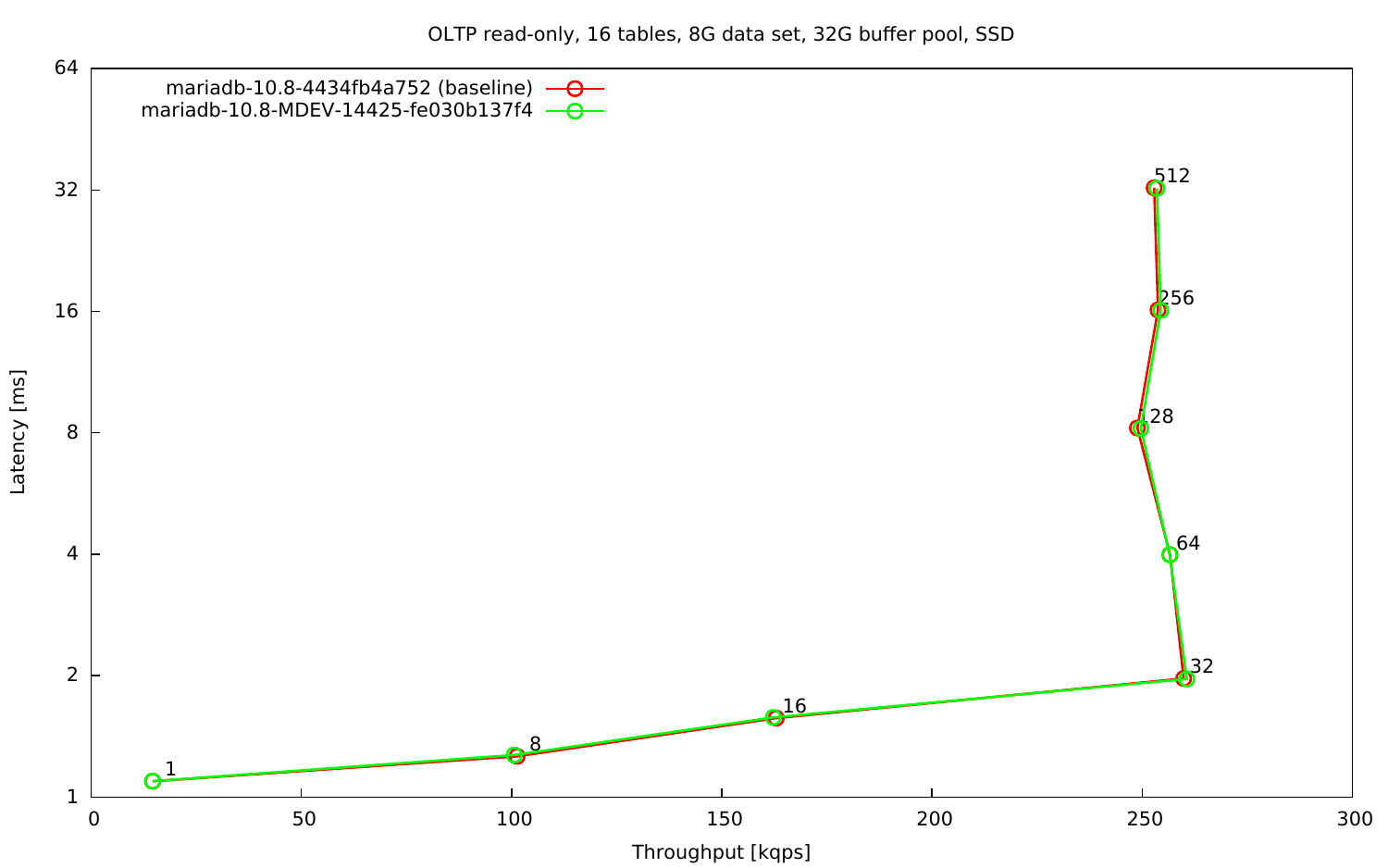OLTP read-only, 16 tables, 8G data set, 32G buffer pool, SSD

mariadb-10.8-4434fb4a752 (baseline)
mariadb-10.8-MDEV-14425-fe030b137f4

Latency [ms]

64
32
16
8
4
2
1

Throughput [kqps]

0
50
100
150
200
250
300

512
256
128
64
32
16
8
1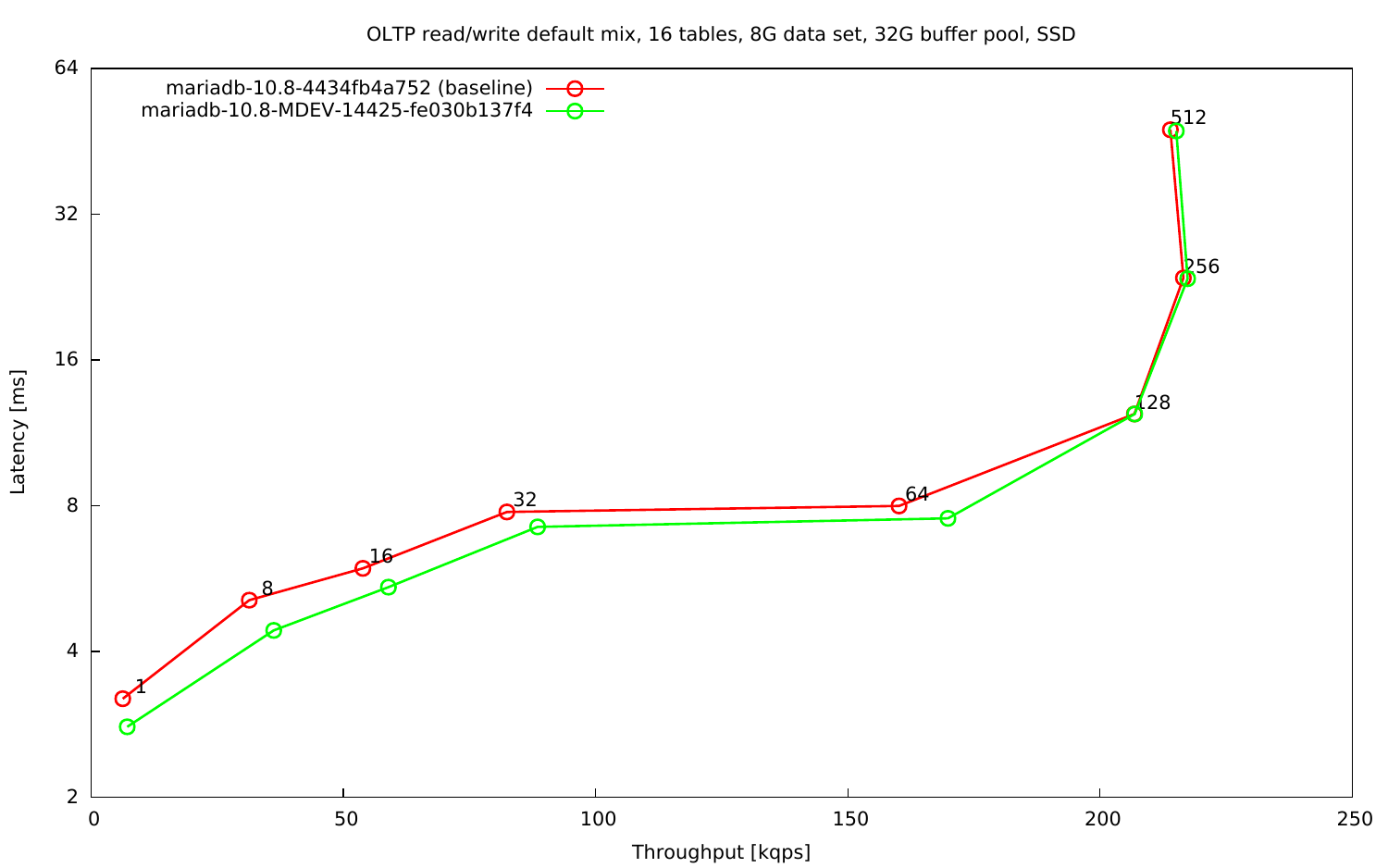OLTP read/write default mix, 16 tables, 8G data set, 32G buffer pool, SSD

mariadb-10.8-4434fb4a752 (baseline)
mariadb-10.8-MDEV-14425-fe030b137f4

Latency [ms]

64
32
16
8
4
2

Throughput [kqps]

0
50
100
150
200
250

1
8
16
32
64
128
256
512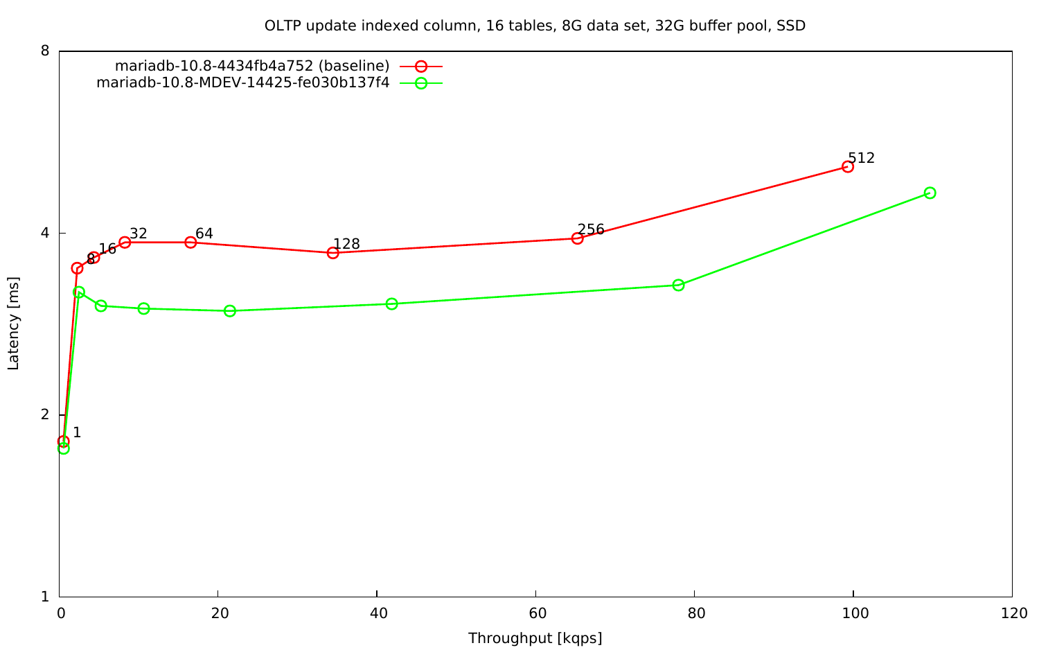OLTP update indexed column, 16 tables, 8G data set, 32G buffer pool, SSD

mariadb-10.8-4434fb4a752 (baseline)
mariadb-10.8-MDEV-14425-fe030b137f4

Latency [ms]

8
4
2
1

Throughput [kqps]

0
20
40
60
80
100
120

1
8
16
32
64
128
256
512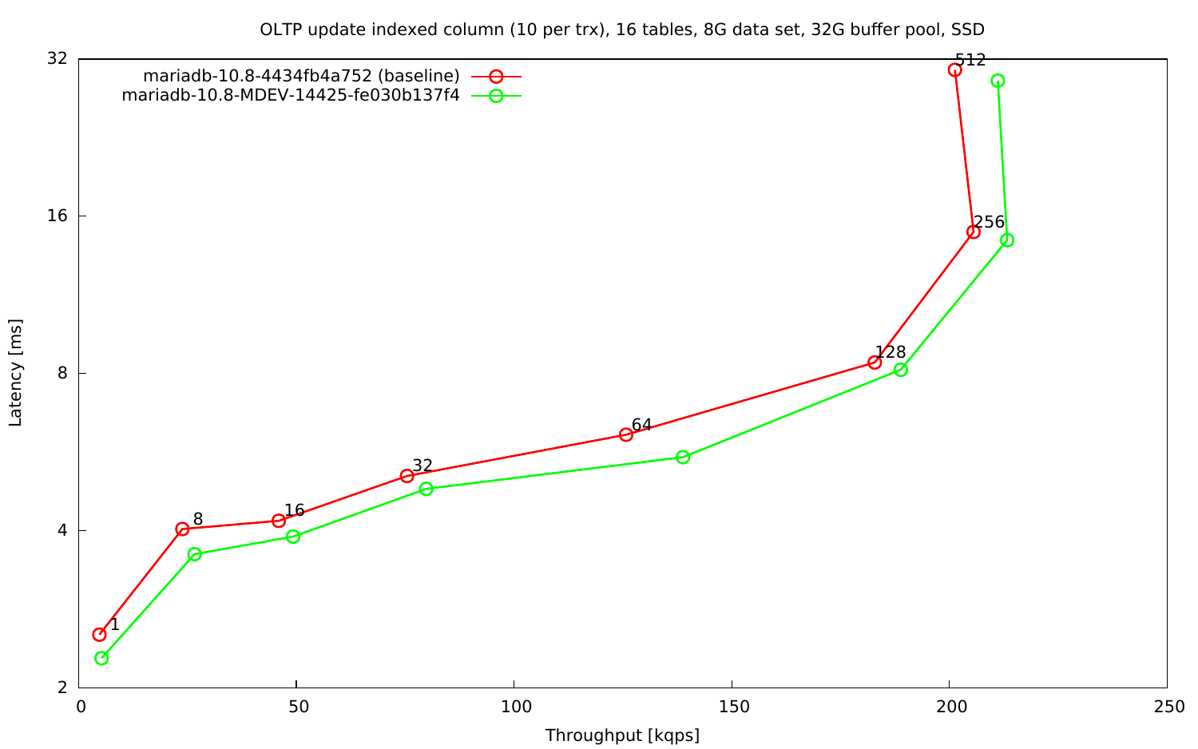OLTP update indexed column (10 per trx), 16 tables, 8G data set, 32G buffer pool, SSD

mariadb-10.8-4434fb4a752 (baseline)

mariadb-10.8-MDEV-14425-fe030b137f4

Latency [ms]

Throughput [kqps]

32

16

8

4

2

0

50

100

150

200

250

1

8

16

32

64

128

256

512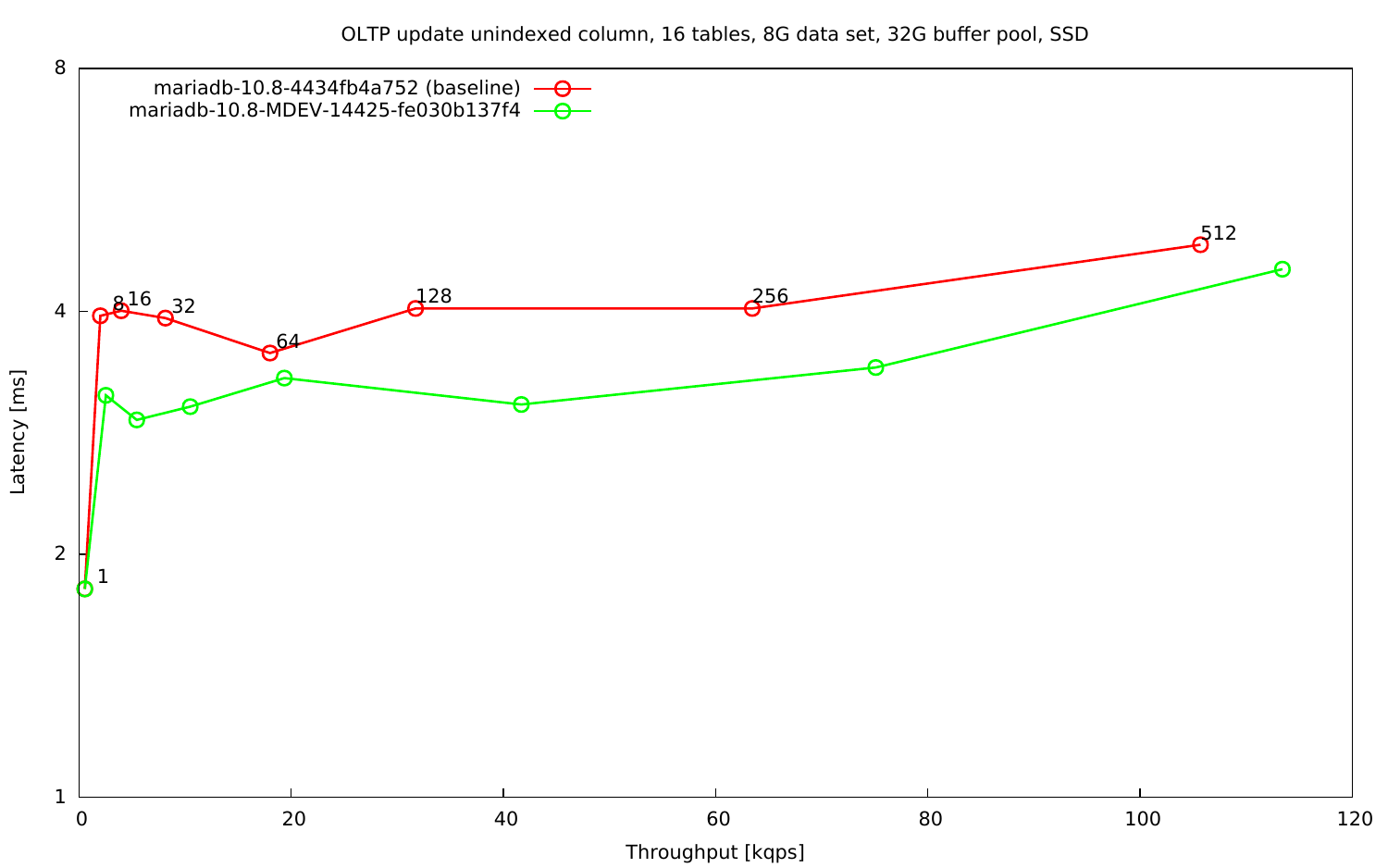OLTP update unindexed column, 16 tables, 8G data set, 32G buffer pool, SSD

mariadb-10.8-4434fb4a752 (baseline)
mariadb-10.8-MDEV-14425-fe030b137f4

Latency [ms]

Throughput [kqps]

8
4
2
1

0
20
40
60
80
100
120

1
8
16
32
64
128
256
512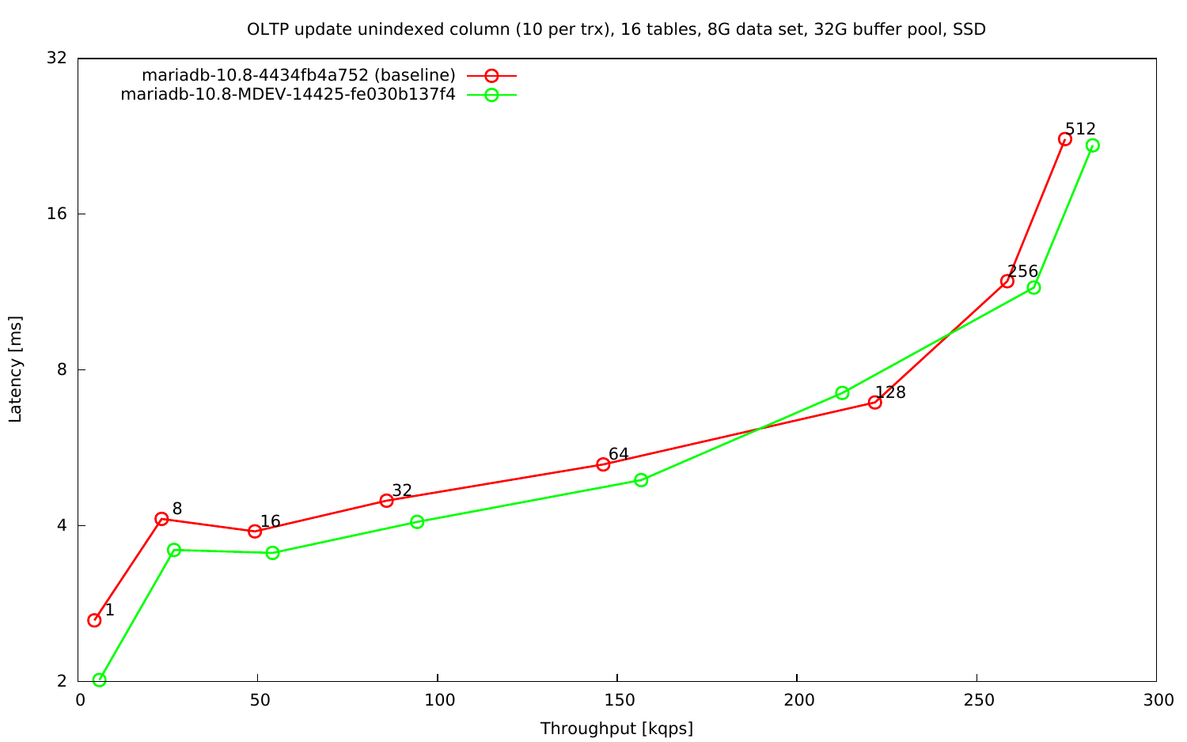OLTP update unindexed column (10 per trx), 16 tables, 8G data set, 32G buffer pool, SSD

mariadb-10.8-4434fb4a752 (baseline)
mariadb-10.8-MDEV-14425-fe030b137f4

Latency [ms]

32
16
8
4
2

Throughput [kqps]

0
50
100
150
200
250
300

1
8
16
32
64
128
256
512